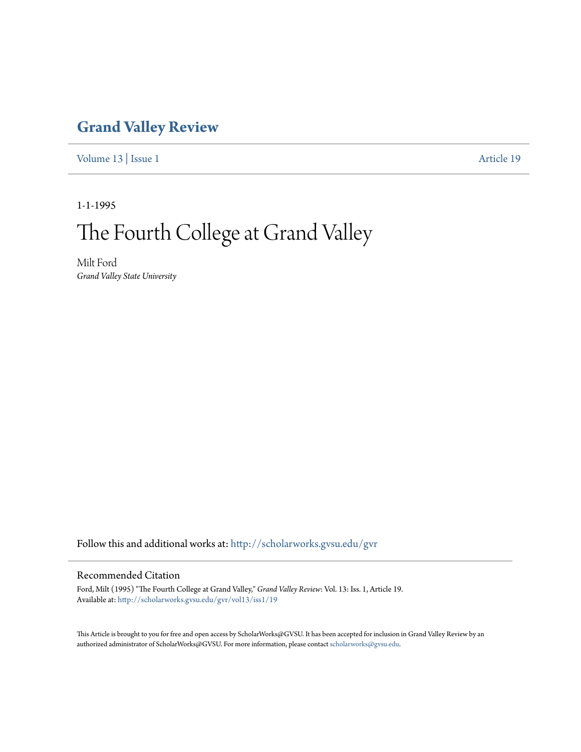# Grand Valley Review

Volume 13 | Issue 1 Article 19

1-1-1995

# The Fourth College at Grand Valley

Milt Ford
*Grand Valley State University*

Follow this and additional works at: http://scholarworks.gvsu.edu/gvr

## Recommended Citation

Ford, Milt (1995) "The Fourth College at Grand Valley," *Grand Valley Review*: Vol. 13: Iss. 1, Article 19.
Available at: http://scholarworks.gvsu.edu/gvr/vol13/iss1/19

This Article is brought to you for free and open access by ScholarWorks@GVSU. It has been accepted for inclusion in Grand Valley Review by an authorized administrator of ScholarWorks@GVSU. For more information, please contact scholarworks@gvsu.edu.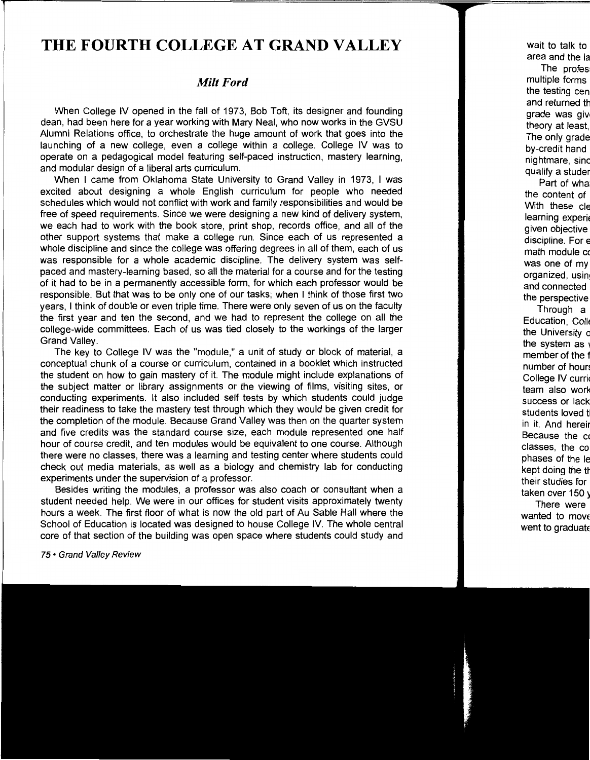# THE FOURTH COLLEGE AT GRAND VALLEY

### *Milt Ford*

When College IV opened in the fall of 1973, Bob Toft, its designer and founding dean, had been here for a year working with Mary Neal, who now works in the GVSU Alumni Relations office, to orchestrate the huge amount of work that goes into the launching of a new college, even a college within a college. College IV was to operate on a pedagogical model featuring self-paced instruction, mastery learning, and modular design of a liberal arts curriculum.

When I came from Oklahoma State University to Grand Valley in 1973, I was excited about designing a whole English curriculum for people who needed schedules which would not conflict with work and family responsibilities and would be free of speed requirements. Since we were designing a new kind of delivery system, we each had to work with the book store, print shop, records office, and all of the other support systems that make a college run. Since each of us represented a whole discipline and since the college was offering degrees in all of them, each of us was responsible for a whole academic discipline. The delivery system was self-paced and mastery-learning based, so all the material for a course and for the testing of it had to be in a permanently accessible form, for which each professor would be responsible. But that was to be only one of our tasks; when I think of those first two years, I think of double or even triple time. There were only seven of us on the faculty the first year and ten the second, and we had to represent the college on all the college-wide committees. Each of us was tied closely to the workings of the larger Grand Valley.

The key to College IV was the "module," a unit of study or block of material, a conceptual chunk of a course or curriculum, contained in a booklet which instructed the student on how to gain mastery of it. The module might include explanations of the subject matter or library assignments or the viewing of films, visiting sites, or conducting experiments. It also included self tests by which students could judge their readiness to take the mastery test through which they would be given credit for the completion of the module. Because Grand Valley was then on the quarter system and five credits was the standard course size, each module represented one half hour of course credit, and ten modules would be equivalent to one course. Although there were no classes, there was a learning and testing center where students could check out media materials, as well as a biology and chemistry lab for conducting experiments under the supervision of a professor.

Besides writing the modules, a professor was also coach or consultant when a student needed help. We were in our offices for student visits approximately twenty hours a week. The first floor of what is now the old part of Au Sable Hall where the School of Education is located was designed to house College IV. The whole central core of that section of the building was open space where students could study and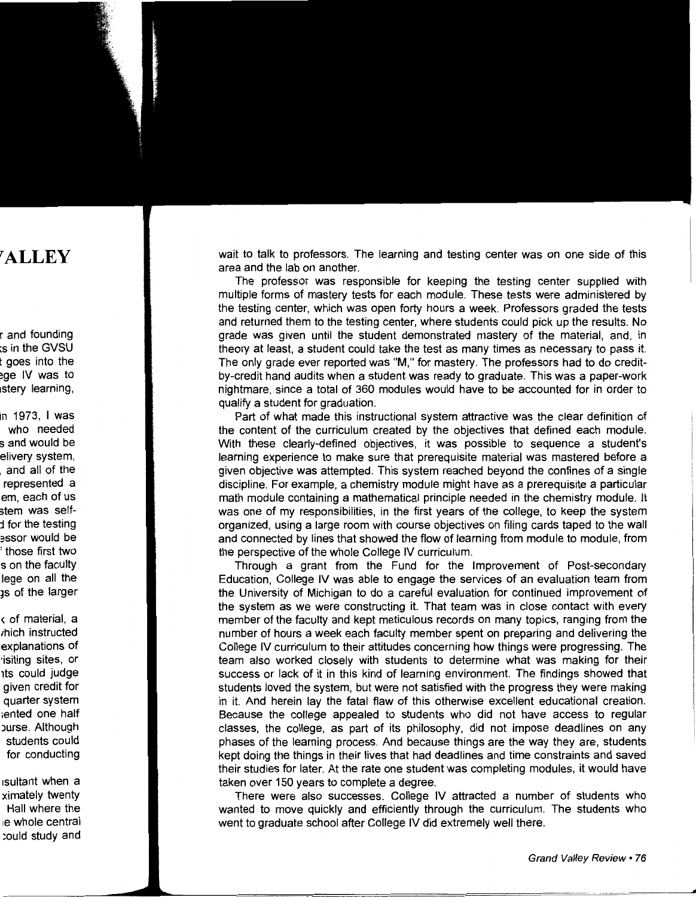wait to talk to professors. The learning and testing center was on one side of this area and the lab on another.

The professor was responsible for keeping the testing center supplied with multiple forms of mastery tests for each module. These tests were administered by the testing center, which was open forty hours a week. Professors graded the tests and returned them to the testing center, where students could pick up the results. No grade was given until the student demonstrated mastery of the material, and, in theory at least, a student could take the test as many times as necessary to pass it. The only grade ever reported was "M," for mastery. The professors had to do credit-by-credit hand audits when a student was ready to graduate. This was a paper-work nightmare, since a total of 360 modules would have to be accounted for in order to qualify a student for graduation.

Part of what made this instructional system attractive was the clear definition of the content of the curriculum created by the objectives that defined each module. With these clearly-defined objectives, it was possible to sequence a student's learning experience to make sure that prerequisite material was mastered before a given objective was attempted. This system reached beyond the confines of a single discipline. For example, a chemistry module might have as a prerequisite a particular math module containing a mathematical principle needed in the chemistry module. It was one of my responsibilities, in the first years of the college, to keep the system organized, using a large room with course objectives on filing cards taped to the wall and connected by lines that showed the flow of learning from module to module, from the perspective of the whole College IV curriculum.

Through a grant from the Fund for the Improvement of Post-secondary Education, College IV was able to engage the services of an evaluation team from the University of Michigan to do a careful evaluation for continued improvement of the system as we were constructing it. That team was in close contact with every member of the faculty and kept meticulous records on many topics, ranging from the number of hours a week each faculty member spent on preparing and delivering the College IV curriculum to their attitudes concerning how things were progressing. The team also worked closely with students to determine what was making for their success or lack of it in this kind of learning environment. The findings showed that students loved the system, but were not satisfied with the progress they were making in it. And herein lay the fatal flaw of this otherwise excellent educational creation. Because the college appealed to students who did not have access to regular classes, the college, as part of its philosophy, did not impose deadlines on any phases of the learning process. And because things are the way they are, students kept doing the things in their lives that had deadlines and time constraints and saved their studies for later. At the rate one student was completing modules, it would have taken over 150 years to complete a degree.

There were also successes. College IV attracted a number of students who wanted to move quickly and efficiently through the curriculum. The students who went to graduate school after College IV did extremely well there.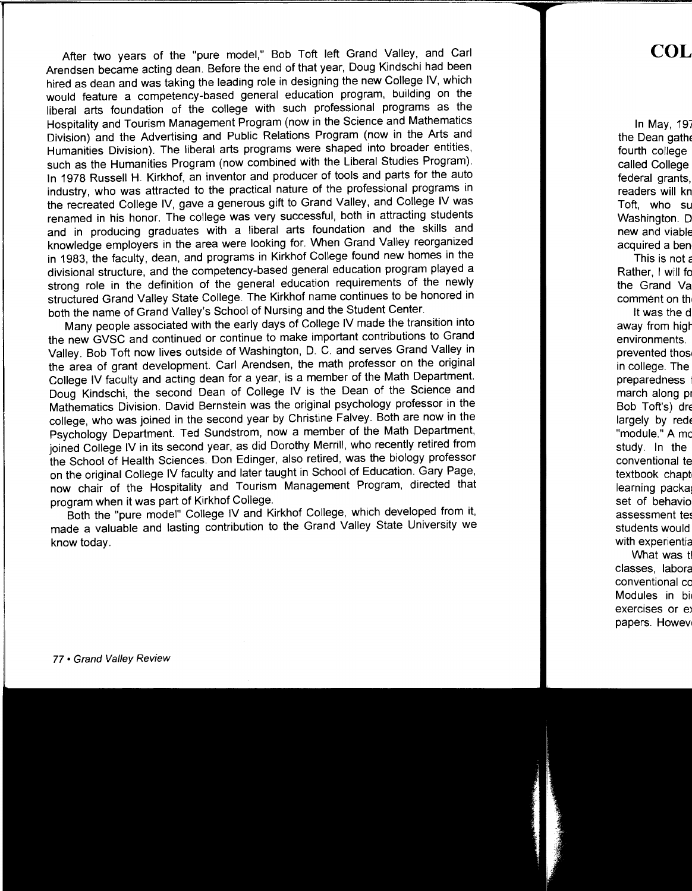After two years of the "pure model," Bob Toft left Grand Valley, and Carl Arendsen became acting dean. Before the end of that year, Doug Kindschi had been hired as dean and was taking the leading role in designing the new College IV, which would feature a competency-based general education program, building on the liberal arts foundation of the college with such professional programs as the Hospitality and Tourism Management Program (now in the Science and Mathematics Division) and the Advertising and Public Relations Program (now in the Arts and Humanities Division). The liberal arts programs were shaped into broader entities, such as the Humanities Program (now combined with the Liberal Studies Program). In 1978 Russell H. Kirkhof, an inventor and producer of tools and parts for the auto industry, who was attracted to the practical nature of the professional programs in the recreated College IV, gave a generous gift to Grand Valley, and College IV was renamed in his honor. The college was very successful, both in attracting students and in producing graduates with a liberal arts foundation and the skills and knowledge employers in the area were looking for. When Grand Valley reorganized in 1983, the faculty, dean, and programs in Kirkhof College found new homes in the divisional structure, and the competency-based general education program played a strong role in the definition of the general education requirements of the newly structured Grand Valley State College. The Kirkhof name continues to be honored in both the name of Grand Valley's School of Nursing and the Student Center.

Many people associated with the early days of College IV made the transition into the new GVSC and continued or continue to make important contributions to Grand Valley. Bob Toft now lives outside of Washington, D. C. and serves Grand Valley in the area of grant development. Carl Arendsen, the math professor on the original College IV faculty and acting dean for a year, is a member of the Math Department. Doug Kindschi, the second Dean of College IV is the Dean of the Science and Mathematics Division. David Bernstein was the original psychology professor in the college, who was joined in the second year by Christine Falvey. Both are now in the Psychology Department. Ted Sundstrom, now a member of the Math Department, joined College IV in its second year, as did Dorothy Merrill, who recently retired from the School of Health Sciences. Don Edinger, also retired, was the biology professor on the original College IV faculty and later taught in School of Education. Gary Page, now chair of the Hospitality and Tourism Management Program, directed that program when it was part of Kirkhof College.

Both the "pure model" College IV and Kirkhof College, which developed from it, made a valuable and lasting contribution to the Grand Valley State University we know today.